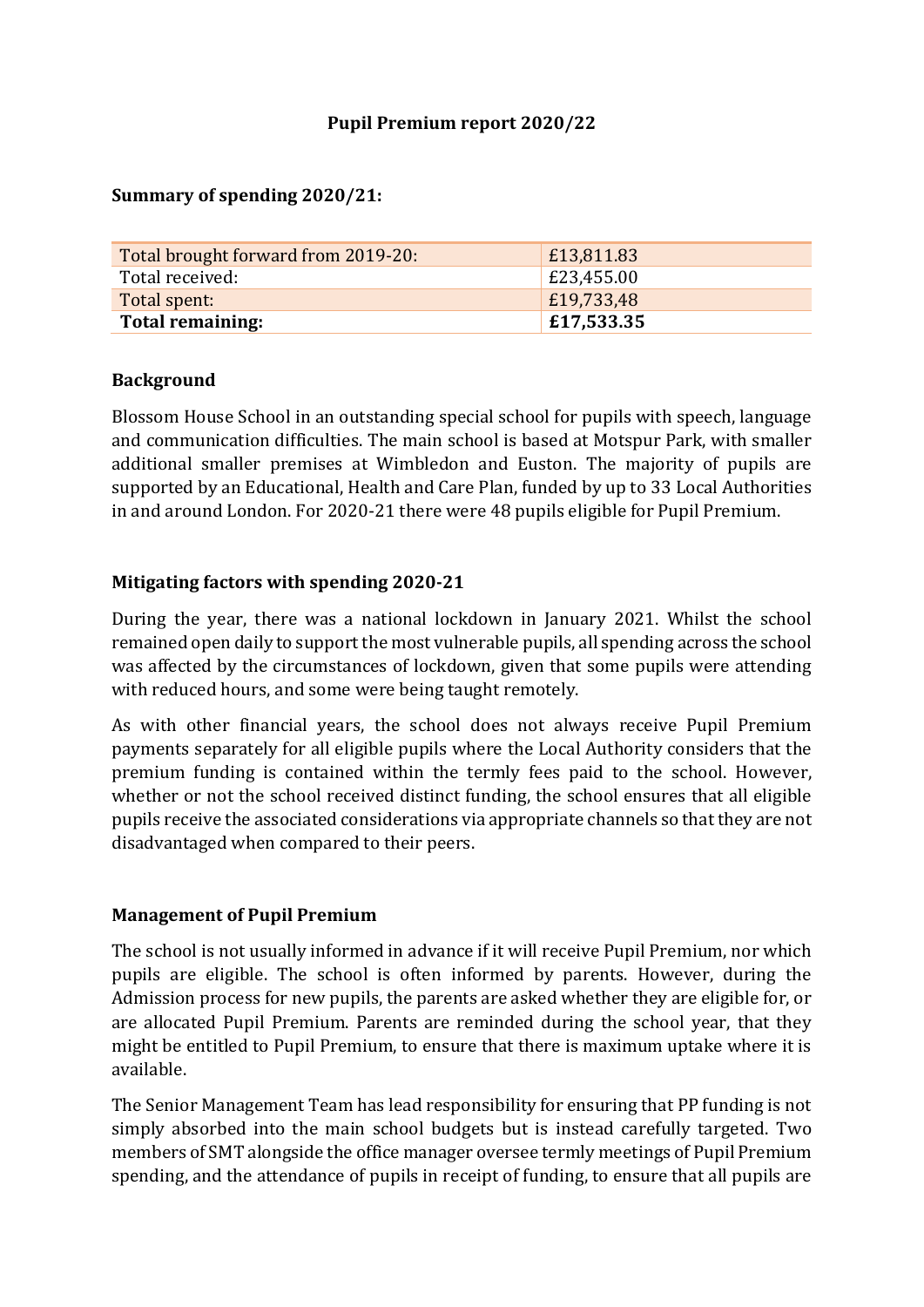# Pupil Premium report 2020/22

## Summary of spending 2020/21:

| | |
|---|---|
| Total brought forward from 2019-20: | £13,811.83 |
| Total received: | £23,455.00 |
| Total spent: | £19,733,48 |
| **Total remaining:** | **£17,533.35** |

## Background

Blossom House School in an outstanding special school for pupils with speech, language and communication difficulties. The main school is based at Motspur Park, with smaller additional smaller premises at Wimbledon and Euston. The majority of pupils are supported by an Educational, Health and Care Plan, funded by up to 33 Local Authorities in and around London. For 2020-21 there were 48 pupils eligible for Pupil Premium.

## Mitigating factors with spending 2020-21

During the year, there was a national lockdown in January 2021. Whilst the school remained open daily to support the most vulnerable pupils, all spending across the school was affected by the circumstances of lockdown, given that some pupils were attending with reduced hours, and some were being taught remotely.

As with other financial years, the school does not always receive Pupil Premium payments separately for all eligible pupils where the Local Authority considers that the premium funding is contained within the termly fees paid to the school. However, whether or not the school received distinct funding, the school ensures that all eligible pupils receive the associated considerations via appropriate channels so that they are not disadvantaged when compared to their peers.

## Management of Pupil Premium

The school is not usually informed in advance if it will receive Pupil Premium, nor which pupils are eligible. The school is often informed by parents. However, during the Admission process for new pupils, the parents are asked whether they are eligible for, or are allocated Pupil Premium. Parents are reminded during the school year, that they might be entitled to Pupil Premium, to ensure that there is maximum uptake where it is available.

The Senior Management Team has lead responsibility for ensuring that PP funding is not simply absorbed into the main school budgets but is instead carefully targeted. Two members of SMT alongside the office manager oversee termly meetings of Pupil Premium spending, and the attendance of pupils in receipt of funding, to ensure that all pupils are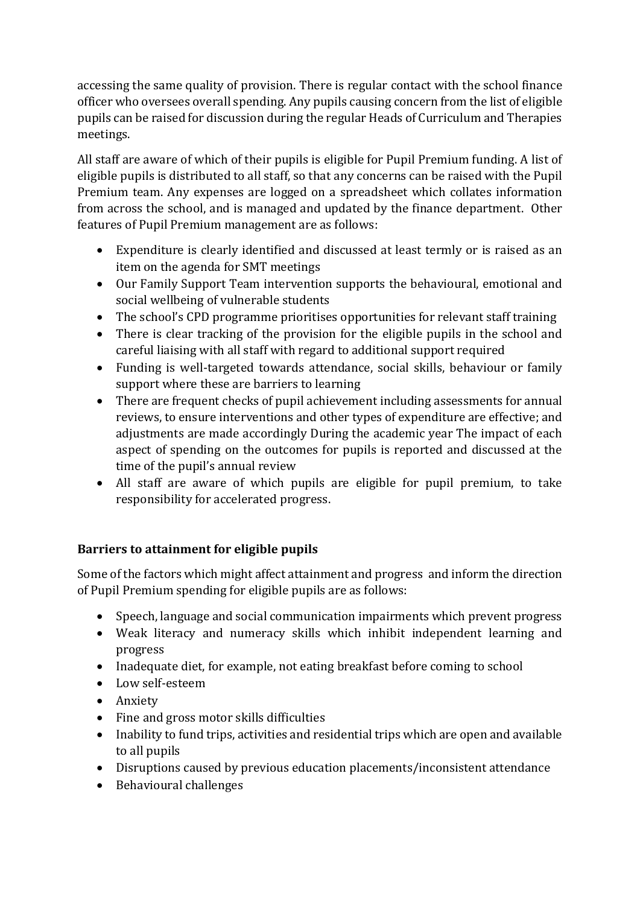accessing the same quality of provision. There is regular contact with the school finance officer who oversees overall spending. Any pupils causing concern from the list of eligible pupils can be raised for discussion during the regular Heads of Curriculum and Therapies meetings.

All staff are aware of which of their pupils is eligible for Pupil Premium funding. A list of eligible pupils is distributed to all staff, so that any concerns can be raised with the Pupil Premium team. Any expenses are logged on a spreadsheet which collates information from across the school, and is managed and updated by the finance department. Other features of Pupil Premium management are as follows:

- Expenditure is clearly identified and discussed at least termly or is raised as an item on the agenda for SMT meetings
- Our Family Support Team intervention supports the behavioural, emotional and social wellbeing of vulnerable students
- The school's CPD programme prioritises opportunities for relevant staff training
- There is clear tracking of the provision for the eligible pupils in the school and careful liaising with all staff with regard to additional support required
- Funding is well-targeted towards attendance, social skills, behaviour or family support where these are barriers to learning
- There are frequent checks of pupil achievement including assessments for annual reviews, to ensure interventions and other types of expenditure are effective; and adjustments are made accordingly During the academic year The impact of each aspect of spending on the outcomes for pupils is reported and discussed at the time of the pupil's annual review
- All staff are aware of which pupils are eligible for pupil premium, to take responsibility for accelerated progress.

## Barriers to attainment for eligible pupils

Some of the factors which might affect attainment and progress and inform the direction of Pupil Premium spending for eligible pupils are as follows:

- Speech, language and social communication impairments which prevent progress
- Weak literacy and numeracy skills which inhibit independent learning and progress
- Inadequate diet, for example, not eating breakfast before coming to school
- Low self-esteem
- Anxiety
- Fine and gross motor skills difficulties
- Inability to fund trips, activities and residential trips which are open and available to all pupils
- Disruptions caused by previous education placements/inconsistent attendance
- Behavioural challenges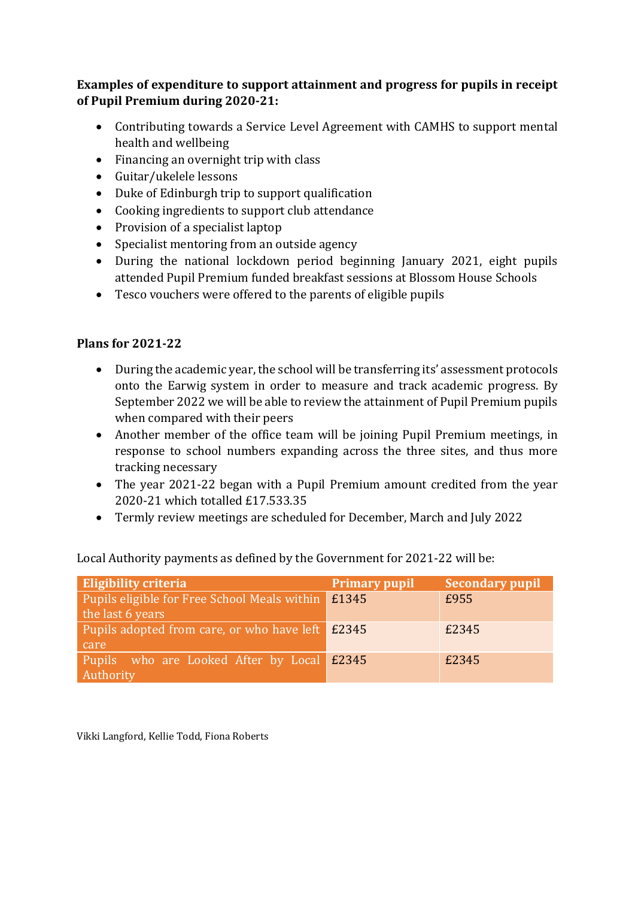**Examples of expenditure to support attainment and progress for pupils in receipt of Pupil Premium during 2020-21:**

- Contributing towards a Service Level Agreement with CAMHS to support mental health and wellbeing
- Financing an overnight trip with class
- Guitar/ukelele lessons
- Duke of Edinburgh trip to support qualification
- Cooking ingredients to support club attendance
- Provision of a specialist laptop
- Specialist mentoring from an outside agency
- During the national lockdown period beginning January 2021, eight pupils attended Pupil Premium funded breakfast sessions at Blossom House Schools
- Tesco vouchers were offered to the parents of eligible pupils

**Plans for 2021-22**

- During the academic year, the school will be transferring its' assessment protocols onto the Earwig system in order to measure and track academic progress. By September 2022 we will be able to review the attainment of Pupil Premium pupils when compared with their peers
- Another member of the office team will be joining Pupil Premium meetings, in response to school numbers expanding across the three sites, and thus more tracking necessary
- The year 2021-22 began with a Pupil Premium amount credited from the year 2020-21 which totalled £17.533.35
- Termly review meetings are scheduled for December, March and July 2022

Local Authority payments as defined by the Government for 2021-22 will be:

| Eligibility criteria | Primary pupil | Secondary pupil |
|---|---|---|
| Pupils eligible for Free School Meals within the last 6 years | £1345 | £955 |
| Pupils adopted from care, or who have left care | £2345 | £2345 |
| Pupils who are Looked After by Local Authority | £2345 | £2345 |

Vikki Langford, Kellie Todd, Fiona Roberts